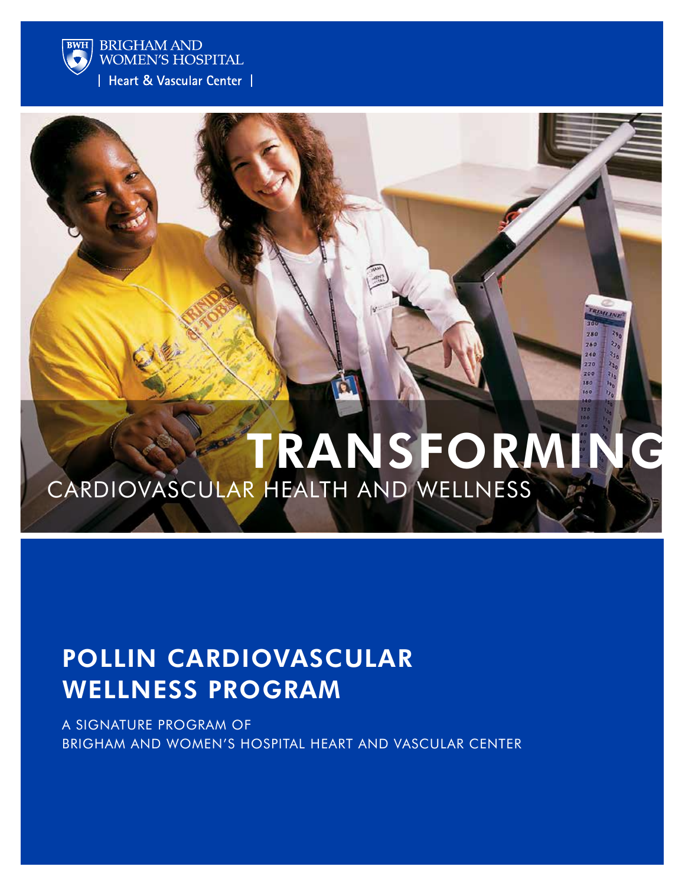BRIGHAM AND WOMEN'S HOSPITAL

| Heart & Vascular Center |

# TRANSFORMING

CARDIOVASCULAR HEALTH AND WELLNESS

## POLLIN CARDIOVASCULAR WELLNESS PROGRAM

A SIGNATURE PROGRAM OF BRIGHAM AND WOMEN'S HOSPITAL HEART AND VASCULAR CENTER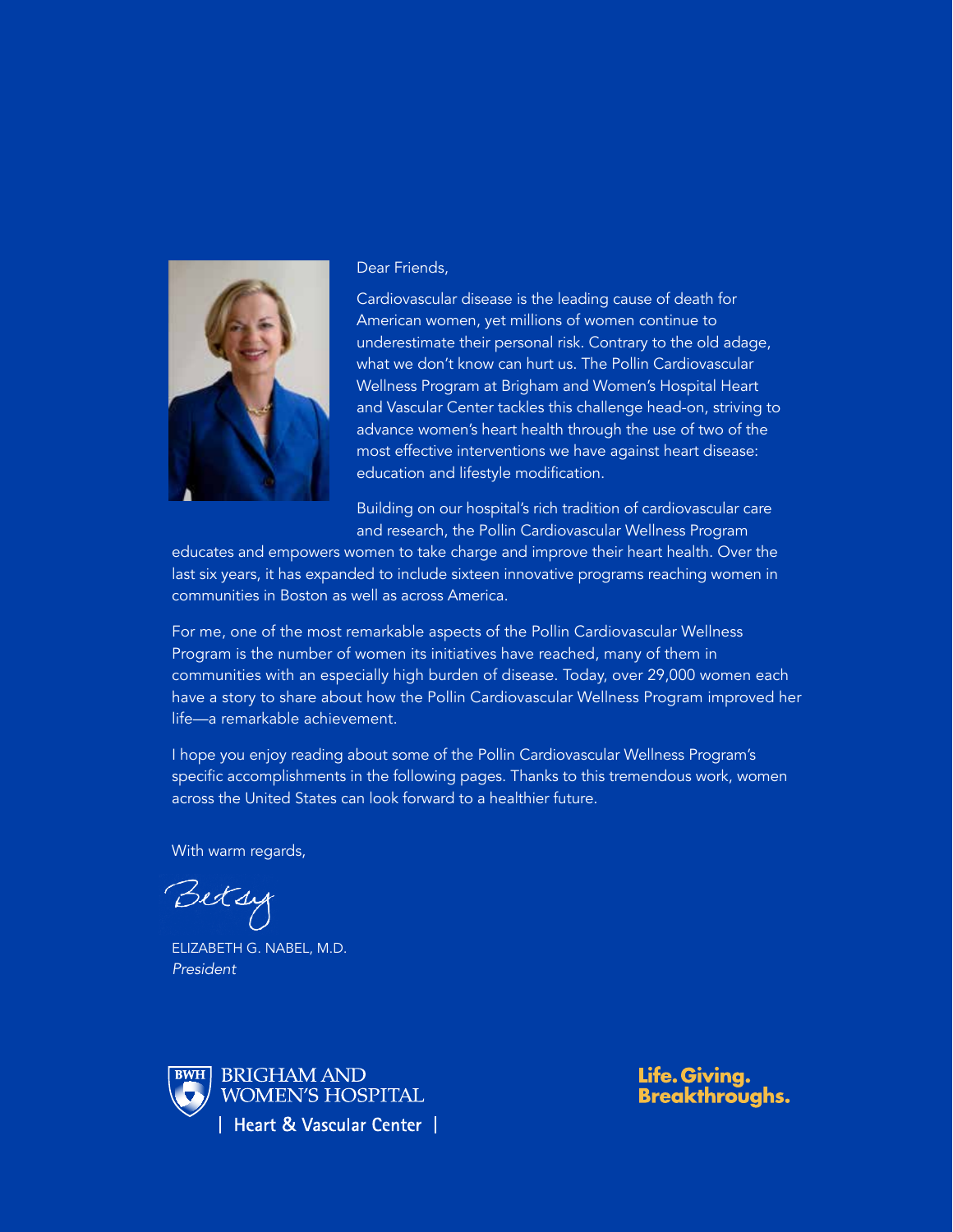Dear Friends,

Cardiovascular disease is the leading cause of death for American women, yet millions of women continue to underestimate their personal risk. Contrary to the old adage, what we don't know can hurt us. The Pollin Cardiovascular Wellness Program at Brigham and Women's Hospital Heart and Vascular Center tackles this challenge head-on, striving to advance women's heart health through the use of two of the most effective interventions we have against heart disease: education and lifestyle modification.

Building on our hospital's rich tradition of cardiovascular care and research, the Pollin Cardiovascular Wellness Program educates and empowers women to take charge and improve their heart health. Over the last six years, it has expanded to include sixteen innovative programs reaching women in communities in Boston as well as across America.

For me, one of the most remarkable aspects of the Pollin Cardiovascular Wellness Program is the number of women its initiatives have reached, many of them in communities with an especially high burden of disease. Today, over 29,000 women each have a story to share about how the Pollin Cardiovascular Wellness Program improved her life—a remarkable achievement.

I hope you enjoy reading about some of the Pollin Cardiovascular Wellness Program's specific accomplishments in the following pages. Thanks to this tremendous work, women across the United States can look forward to a healthier future.

With warm regards,

Betsy

ELIZABETH G. NABEL, M.D.
*President*

BRIGHAM AND WOMEN'S HOSPITAL
Heart & Vascular Center

**Life. Giving. Breakthroughs.**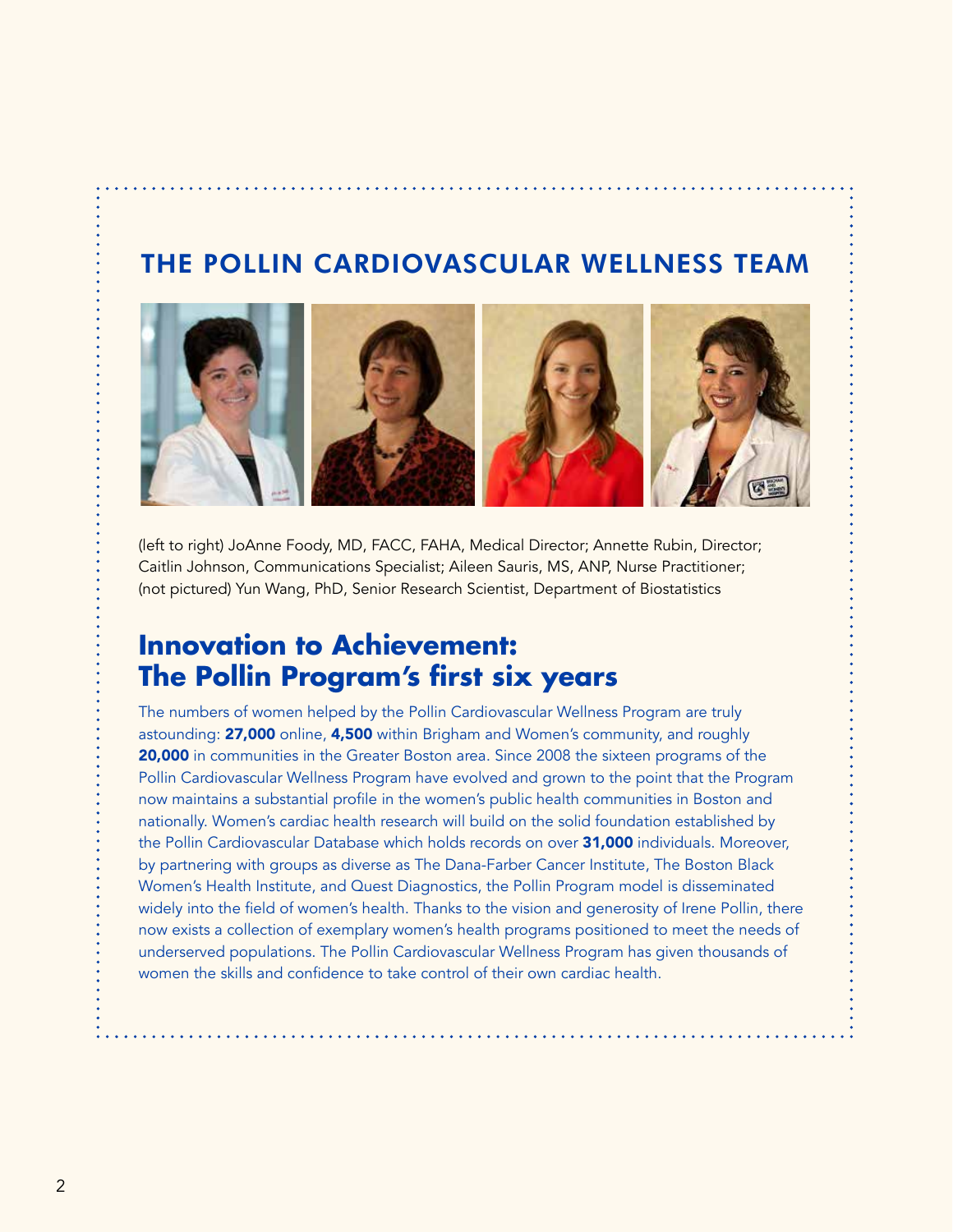## THE POLLIN CARDIOVASCULAR WELLNESS TEAM

(left to right) JoAnne Foody, MD, FACC, FAHA, Medical Director; Annette Rubin, Director; Caitlin Johnson, Communications Specialist; Aileen Sauris, MS, ANP, Nurse Practitioner; (not pictured) Yun Wang, PhD, Senior Research Scientist, Department of Biostatistics

## Innovation to Achievement: The Pollin Program's first six years

The numbers of women helped by the Pollin Cardiovascular Wellness Program are truly astounding: **27,000** online, **4,500** within Brigham and Women's community, and roughly **20,000** in communities in the Greater Boston area. Since 2008 the sixteen programs of the Pollin Cardiovascular Wellness Program have evolved and grown to the point that the Program now maintains a substantial profile in the women's public health communities in Boston and nationally. Women's cardiac health research will build on the solid foundation established by the Pollin Cardiovascular Database which holds records on over **31,000** individuals. Moreover, by partnering with groups as diverse as The Dana-Farber Cancer Institute, The Boston Black Women's Health Institute, and Quest Diagnostics, the Pollin Program model is disseminated widely into the field of women's health. Thanks to the vision and generosity of Irene Pollin, there now exists a collection of exemplary women's health programs positioned to meet the needs of underserved populations. The Pollin Cardiovascular Wellness Program has given thousands of women the skills and confidence to take control of their own cardiac health.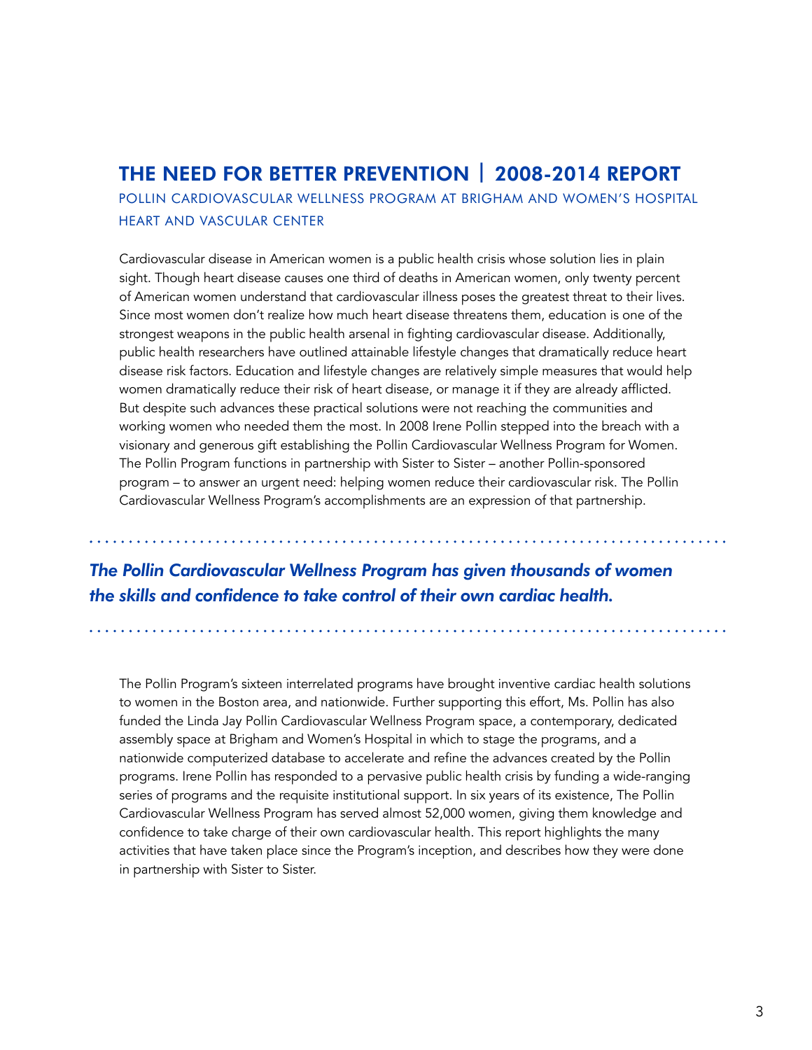# THE NEED FOR BETTER PREVENTION | 2008-2014 REPORT

## POLLIN CARDIOVASCULAR WELLNESS PROGRAM AT BRIGHAM AND WOMEN'S HOSPITAL HEART AND VASCULAR CENTER

Cardiovascular disease in American women is a public health crisis whose solution lies in plain sight. Though heart disease causes one third of deaths in American women, only twenty percent of American women understand that cardiovascular illness poses the greatest threat to their lives. Since most women don't realize how much heart disease threatens them, education is one of the strongest weapons in the public health arsenal in fighting cardiovascular disease. Additionally, public health researchers have outlined attainable lifestyle changes that dramatically reduce heart disease risk factors. Education and lifestyle changes are relatively simple measures that would help women dramatically reduce their risk of heart disease, or manage it if they are already afflicted. But despite such advances these practical solutions were not reaching the communities and working women who needed them the most. In 2008 Irene Pollin stepped into the breach with a visionary and generous gift establishing the Pollin Cardiovascular Wellness Program for Women. The Pollin Program functions in partnership with Sister to Sister – another Pollin-sponsored program – to answer an urgent need: helping women reduce their cardiovascular risk. The Pollin Cardiovascular Wellness Program's accomplishments are an expression of that partnership.

***The Pollin Cardiovascular Wellness Program has given thousands of women the skills and confidence to take control of their own cardiac health.***

The Pollin Program's sixteen interrelated programs have brought inventive cardiac health solutions to women in the Boston area, and nationwide. Further supporting this effort, Ms. Pollin has also funded the Linda Jay Pollin Cardiovascular Wellness Program space, a contemporary, dedicated assembly space at Brigham and Women's Hospital in which to stage the programs, and a nationwide computerized database to accelerate and refine the advances created by the Pollin programs. Irene Pollin has responded to a pervasive public health crisis by funding a wide-ranging series of programs and the requisite institutional support. In six years of its existence, The Pollin Cardiovascular Wellness Program has served almost 52,000 women, giving them knowledge and confidence to take charge of their own cardiovascular health. This report highlights the many activities that have taken place since the Program's inception, and describes how they were done in partnership with Sister to Sister.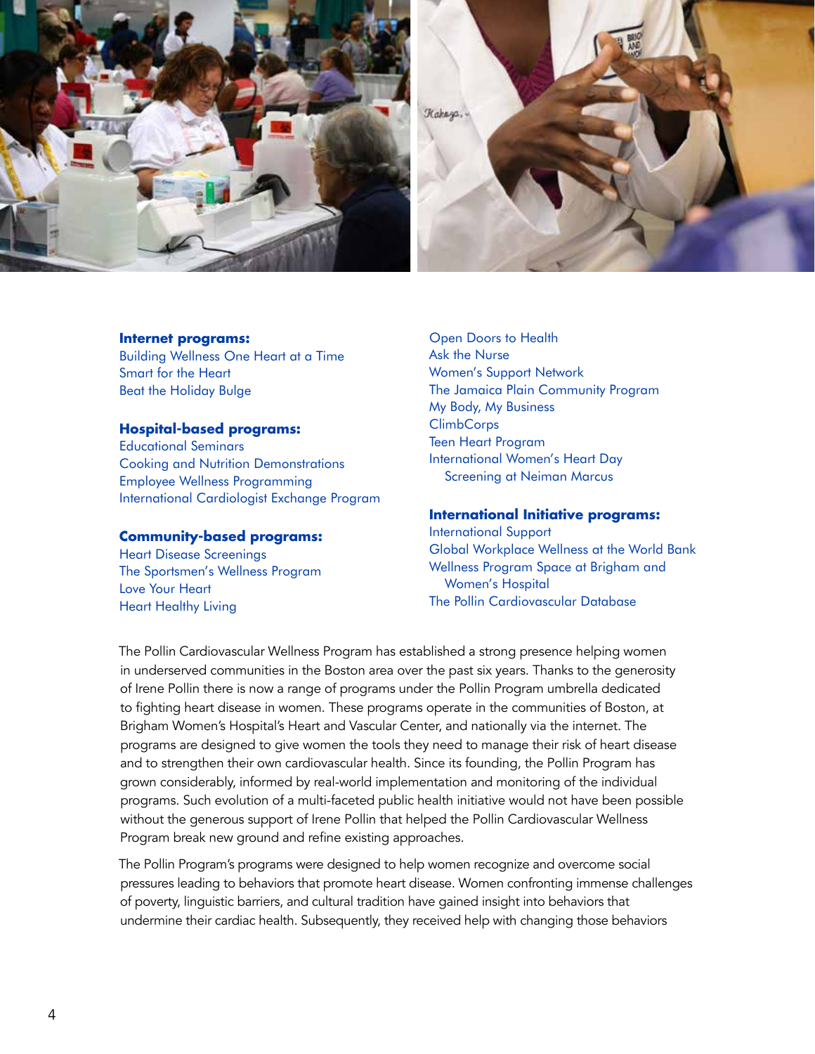**Internet programs:**
Building Wellness One Heart at a Time
Smart for the Heart
Beat the Holiday Bulge

**Hospital-based programs:**
Educational Seminars
Cooking and Nutrition Demonstrations
Employee Wellness Programming
International Cardiologist Exchange Program

**Community-based programs:**
Heart Disease Screenings
The Sportsmen's Wellness Program
Love Your Heart
Heart Healthy Living
Open Doors to Health
Ask the Nurse
Women's Support Network
The Jamaica Plain Community Program
My Body, My Business
ClimbCorps
Teen Heart Program
International Women's Heart Day Screening at Neiman Marcus

**International Initiative programs:**
International Support
Global Workplace Wellness at the World Bank
Wellness Program Space at Brigham and Women's Hospital
The Pollin Cardiovascular Database

The Pollin Cardiovascular Wellness Program has established a strong presence helping women in underserved communities in the Boston area over the past six years. Thanks to the generosity of Irene Pollin there is now a range of programs under the Pollin Program umbrella dedicated to fighting heart disease in women. These programs operate in the communities of Boston, at Brigham Women's Hospital's Heart and Vascular Center, and nationally via the internet. The programs are designed to give women the tools they need to manage their risk of heart disease and to strengthen their own cardiovascular health. Since its founding, the Pollin Program has grown considerably, informed by real-world implementation and monitoring of the individual programs. Such evolution of a multi-faceted public health initiative would not have been possible without the generous support of Irene Pollin that helped the Pollin Cardiovascular Wellness Program break new ground and refine existing approaches.

The Pollin Program's programs were designed to help women recognize and overcome social pressures leading to behaviors that promote heart disease. Women confronting immense challenges of poverty, linguistic barriers, and cultural tradition have gained insight into behaviors that undermine their cardiac health. Subsequently, they received help with changing those behaviors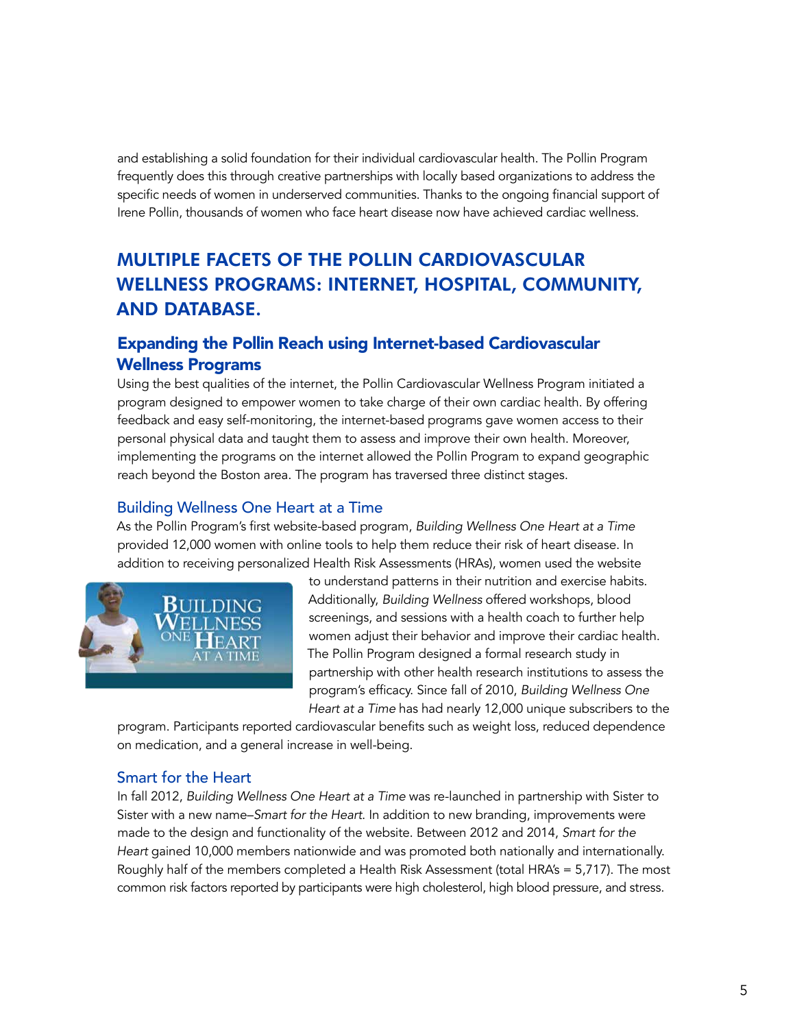and establishing a solid foundation for their individual cardiovascular health. The Pollin Program frequently does this through creative partnerships with locally based organizations to address the specific needs of women in underserved communities. Thanks to the ongoing financial support of Irene Pollin, thousands of women who face heart disease now have achieved cardiac wellness.

## MULTIPLE FACETS OF THE POLLIN CARDIOVASCULAR WELLNESS PROGRAMS: INTERNET, HOSPITAL, COMMUNITY, AND DATABASE.

### Expanding the Pollin Reach using Internet-based Cardiovascular Wellness Programs

Using the best qualities of the internet, the Pollin Cardiovascular Wellness Program initiated a program designed to empower women to take charge of their own cardiac health. By offering feedback and easy self-monitoring, the internet-based programs gave women access to their personal physical data and taught them to assess and improve their own health. Moreover, implementing the programs on the internet allowed the Pollin Program to expand geographic reach beyond the Boston area. The program has traversed three distinct stages.

#### Building Wellness One Heart at a Time

As the Pollin Program's first website-based program, *Building Wellness One Heart at a Time* provided 12,000 women with online tools to help them reduce their risk of heart disease. In addition to receiving personalized Health Risk Assessments (HRAs), women used the website to understand patterns in their nutrition and exercise habits. Additionally, *Building Wellness* offered workshops, blood screenings, and sessions with a health coach to further help women adjust their behavior and improve their cardiac health. The Pollin Program designed a formal research study in partnership with other health research institutions to assess the program's efficacy. Since fall of 2010, *Building Wellness One Heart at a Time* has had nearly 12,000 unique subscribers to the program. Participants reported cardiovascular benefits such as weight loss, reduced dependence on medication, and a general increase in well-being.

#### Smart for the Heart

In fall 2012, *Building Wellness One Heart at a Time* was re-launched in partnership with Sister to Sister with a new name–*Smart for the Heart*. In addition to new branding, improvements were made to the design and functionality of the website. Between 2012 and 2014, *Smart for the Heart* gained 10,000 members nationwide and was promoted both nationally and internationally. Roughly half of the members completed a Health Risk Assessment (total HRA's = 5,717). The most common risk factors reported by participants were high cholesterol, high blood pressure, and stress.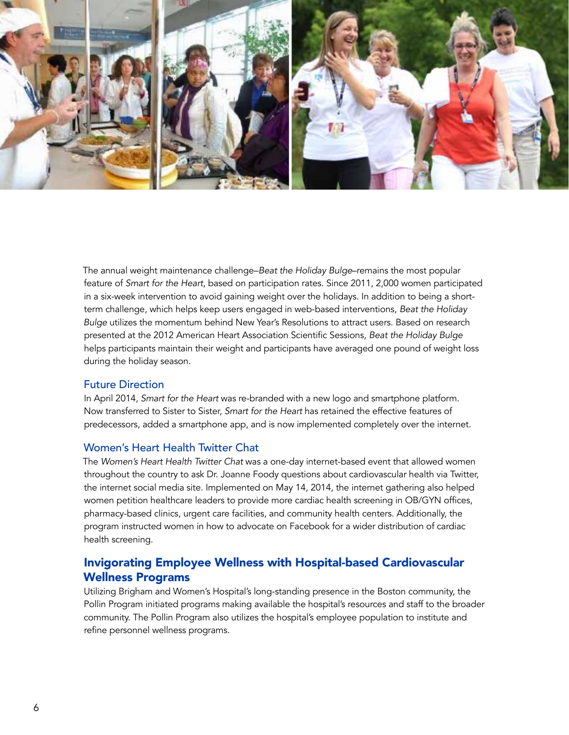The annual weight maintenance challenge–*Beat the Holiday Bulge*–remains the most popular feature of *Smart for the Heart*, based on participation rates. Since 2011, 2,000 women participated in a six-week intervention to avoid gaining weight over the holidays. In addition to being a short-term challenge, which helps keep users engaged in web-based interventions, *Beat the Holiday Bulge* utilizes the momentum behind New Year's Resolutions to attract users. Based on research presented at the 2012 American Heart Association Scientific Sessions, *Beat the Holiday Bulge* helps participants maintain their weight and participants have averaged one pound of weight loss during the holiday season.

### Future Direction

In April 2014, *Smart for the Heart* was re-branded with a new logo and smartphone platform. Now transferred to Sister to Sister, *Smart for the Heart* has retained the effective features of predecessors, added a smartphone app, and is now implemented completely over the internet.

### Women's Heart Health Twitter Chat

The *Women's Heart Health Twitter Chat* was a one-day internet-based event that allowed women throughout the country to ask Dr. Joanne Foody questions about cardiovascular health via Twitter, the internet social media site. Implemented on May 14, 2014, the internet gathering also helped women petition healthcare leaders to provide more cardiac health screening in OB/GYN offices, pharmacy-based clinics, urgent care facilities, and community health centers. Additionally, the program instructed women in how to advocate on Facebook for a wider distribution of cardiac health screening.

## Invigorating Employee Wellness with Hospital-based Cardiovascular Wellness Programs

Utilizing Brigham and Women's Hospital's long-standing presence in the Boston community, the Pollin Program initiated programs making available the hospital's resources and staff to the broader community. The Pollin Program also utilizes the hospital's employee population to institute and refine personnel wellness programs.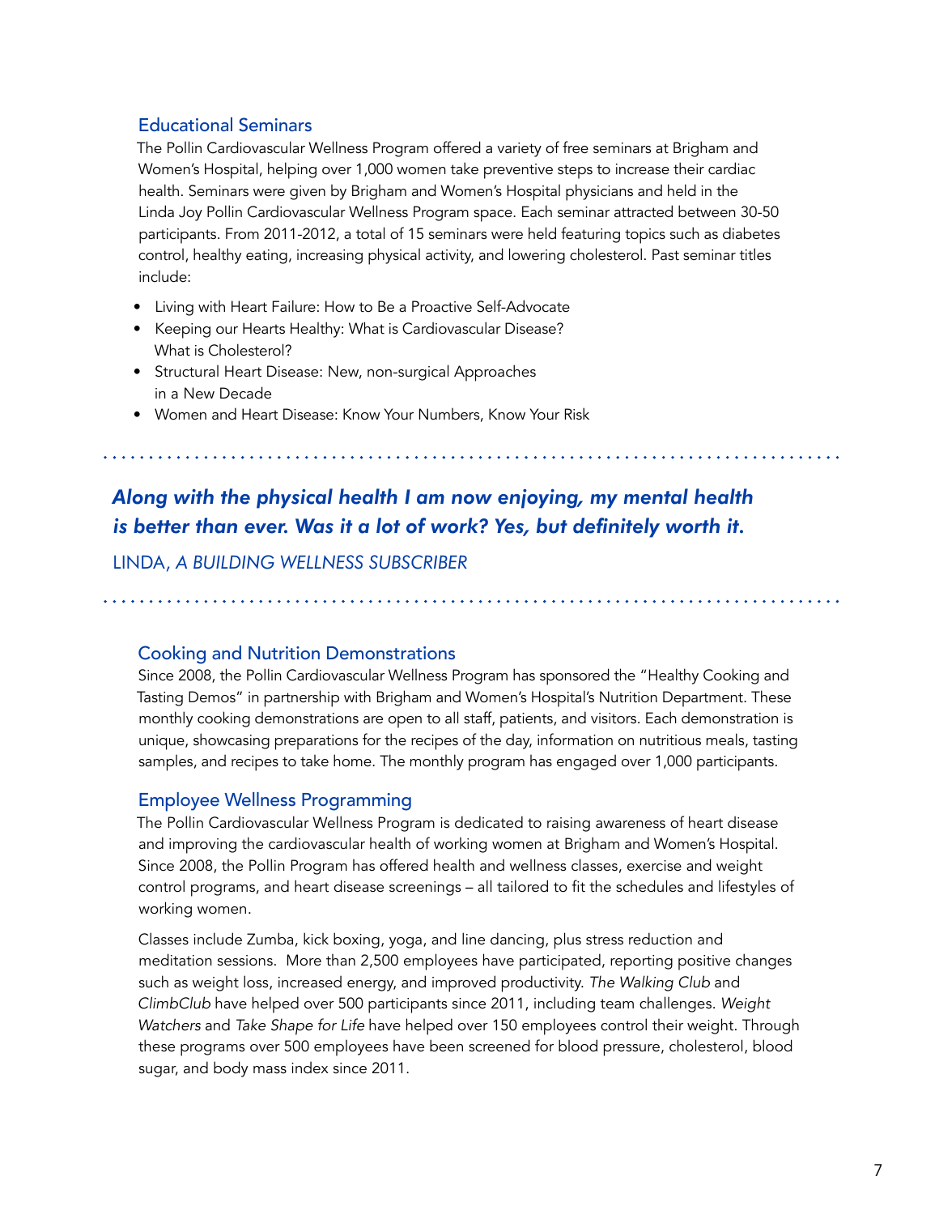### Educational Seminars

The Pollin Cardiovascular Wellness Program offered a variety of free seminars at Brigham and Women's Hospital, helping over 1,000 women take preventive steps to increase their cardiac health. Seminars were given by Brigham and Women's Hospital physicians and held in the Linda Joy Pollin Cardiovascular Wellness Program space. Each seminar attracted between 30-50 participants. From 2011-2012, a total of 15 seminars were held featuring topics such as diabetes control, healthy eating, increasing physical activity, and lowering cholesterol. Past seminar titles include:

- Living with Heart Failure: How to Be a Proactive Self-Advocate
- Keeping our Hearts Healthy: What is Cardiovascular Disease? What is Cholesterol?
- Structural Heart Disease: New, non-surgical Approaches in a New Decade
- Women and Heart Disease: Know Your Numbers, Know Your Risk

***Along with the physical health I am now enjoying, my mental health is better than ever. Was it a lot of work? Yes, but definitely worth it.***

LINDA, *A BUILDING WELLNESS SUBSCRIBER*

### Cooking and Nutrition Demonstrations

Since 2008, the Pollin Cardiovascular Wellness Program has sponsored the "Healthy Cooking and Tasting Demos" in partnership with Brigham and Women's Hospital's Nutrition Department. These monthly cooking demonstrations are open to all staff, patients, and visitors. Each demonstration is unique, showcasing preparations for the recipes of the day, information on nutritious meals, tasting samples, and recipes to take home. The monthly program has engaged over 1,000 participants.

### Employee Wellness Programming

The Pollin Cardiovascular Wellness Program is dedicated to raising awareness of heart disease and improving the cardiovascular health of working women at Brigham and Women's Hospital. Since 2008, the Pollin Program has offered health and wellness classes, exercise and weight control programs, and heart disease screenings – all tailored to fit the schedules and lifestyles of working women.

Classes include Zumba, kick boxing, yoga, and line dancing, plus stress reduction and meditation sessions. More than 2,500 employees have participated, reporting positive changes such as weight loss, increased energy, and improved productivity. *The Walking Club* and *ClimbClub* have helped over 500 participants since 2011, including team challenges. *Weight Watchers* and *Take Shape for Life* have helped over 150 employees control their weight. Through these programs over 500 employees have been screened for blood pressure, cholesterol, blood sugar, and body mass index since 2011.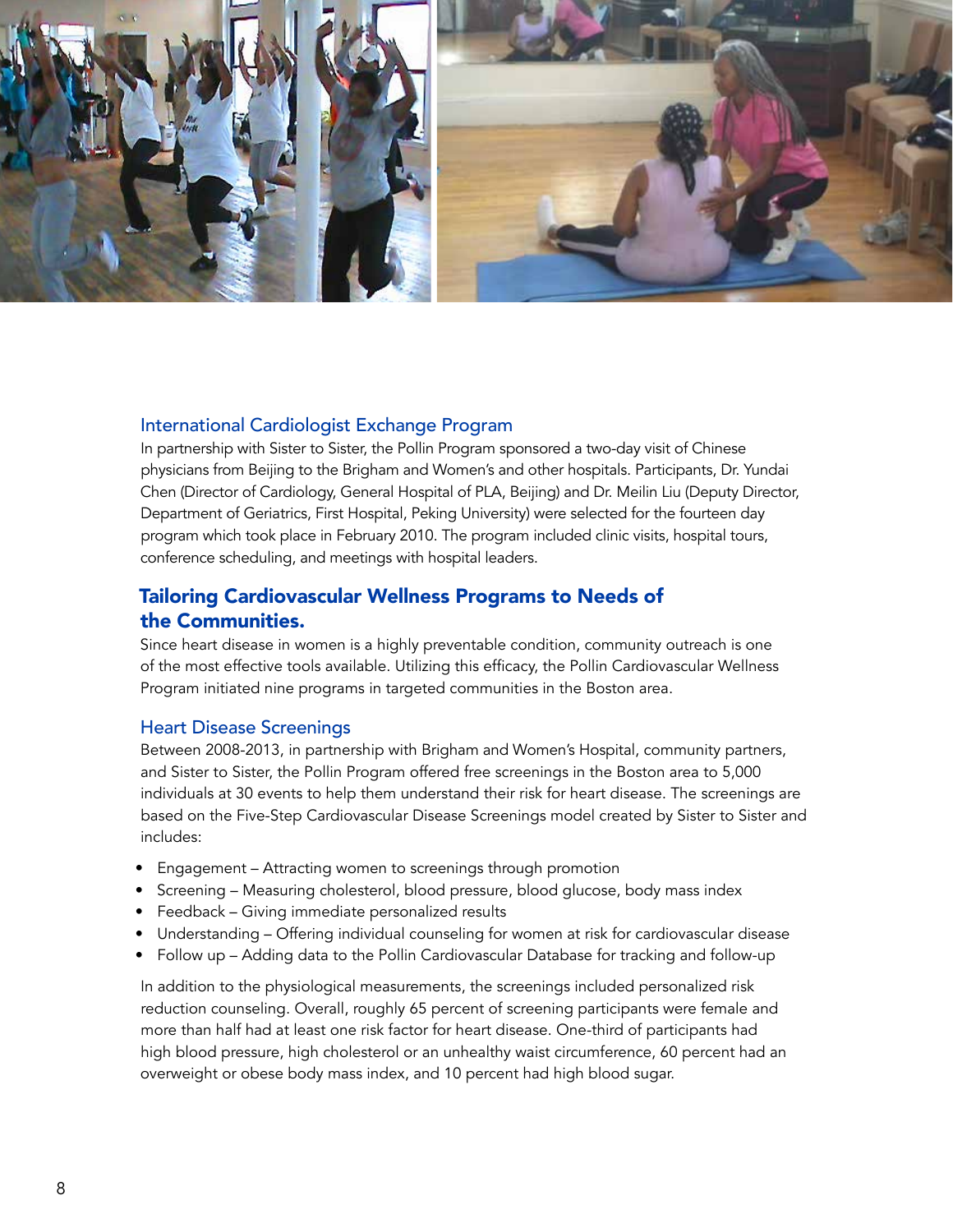### International Cardiologist Exchange Program

In partnership with Sister to Sister, the Pollin Program sponsored a two-day visit of Chinese physicians from Beijing to the Brigham and Women's and other hospitals. Participants, Dr. Yundai Chen (Director of Cardiology, General Hospital of PLA, Beijing) and Dr. Meilin Liu (Deputy Director, Department of Geriatrics, First Hospital, Peking University) were selected for the fourteen day program which took place in February 2010. The program included clinic visits, hospital tours, conference scheduling, and meetings with hospital leaders.

## Tailoring Cardiovascular Wellness Programs to Needs of the Communities.

Since heart disease in women is a highly preventable condition, community outreach is one of the most effective tools available. Utilizing this efficacy, the Pollin Cardiovascular Wellness Program initiated nine programs in targeted communities in the Boston area.

### Heart Disease Screenings

Between 2008-2013, in partnership with Brigham and Women's Hospital, community partners, and Sister to Sister, the Pollin Program offered free screenings in the Boston area to 5,000 individuals at 30 events to help them understand their risk for heart disease. The screenings are based on the Five-Step Cardiovascular Disease Screenings model created by Sister to Sister and includes:

- Engagement – Attracting women to screenings through promotion
- Screening – Measuring cholesterol, blood pressure, blood glucose, body mass index
- Feedback – Giving immediate personalized results
- Understanding – Offering individual counseling for women at risk for cardiovascular disease
- Follow up – Adding data to the Pollin Cardiovascular Database for tracking and follow-up

In addition to the physiological measurements, the screenings included personalized risk reduction counseling. Overall, roughly 65 percent of screening participants were female and more than half had at least one risk factor for heart disease. One-third of participants had high blood pressure, high cholesterol or an unhealthy waist circumference, 60 percent had an overweight or obese body mass index, and 10 percent had high blood sugar.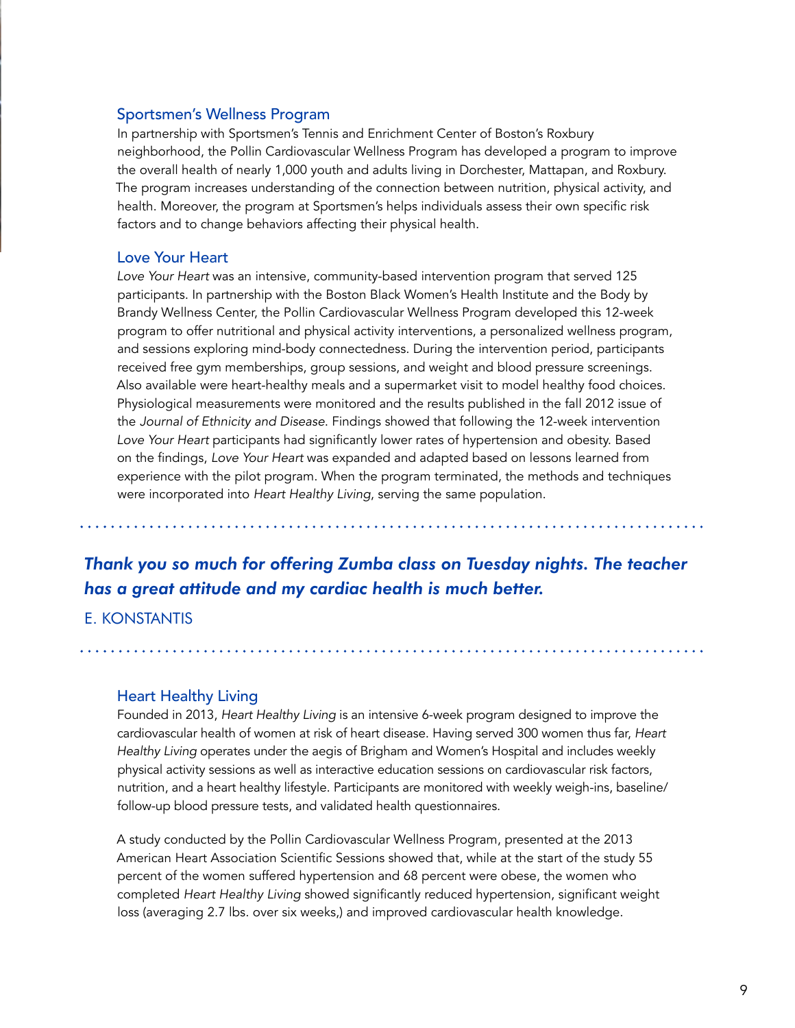### Sportsmen's Wellness Program

In partnership with Sportsmen's Tennis and Enrichment Center of Boston's Roxbury neighborhood, the Pollin Cardiovascular Wellness Program has developed a program to improve the overall health of nearly 1,000 youth and adults living in Dorchester, Mattapan, and Roxbury. The program increases understanding of the connection between nutrition, physical activity, and health. Moreover, the program at Sportsmen's helps individuals assess their own specific risk factors and to change behaviors affecting their physical health.

### Love Your Heart

*Love Your Heart* was an intensive, community-based intervention program that served 125 participants. In partnership with the Boston Black Women's Health Institute and the Body by Brandy Wellness Center, the Pollin Cardiovascular Wellness Program developed this 12-week program to offer nutritional and physical activity interventions, a personalized wellness program, and sessions exploring mind-body connectedness. During the intervention period, participants received free gym memberships, group sessions, and weight and blood pressure screenings. Also available were heart-healthy meals and a supermarket visit to model healthy food choices. Physiological measurements were monitored and the results published in the fall 2012 issue of the *Journal of Ethnicity and Disease*. Findings showed that following the 12-week intervention *Love Your Heart* participants had significantly lower rates of hypertension and obesity. Based on the findings, *Love Your Heart* was expanded and adapted based on lessons learned from experience with the pilot program. When the program terminated, the methods and techniques were incorporated into *Heart Healthy Living*, serving the same population.

---

***Thank you so much for offering Zumba class on Tuesday nights. The teacher has a great attitude and my cardiac health is much better.***

E. KONSTANTIS

---

### Heart Healthy Living

Founded in 2013, *Heart Healthy Living* is an intensive 6-week program designed to improve the cardiovascular health of women at risk of heart disease. Having served 300 women thus far, *Heart Healthy Living* operates under the aegis of Brigham and Women's Hospital and includes weekly physical activity sessions as well as interactive education sessions on cardiovascular risk factors, nutrition, and a heart healthy lifestyle. Participants are monitored with weekly weigh-ins, baseline/follow-up blood pressure tests, and validated health questionnaires.

A study conducted by the Pollin Cardiovascular Wellness Program, presented at the 2013 American Heart Association Scientific Sessions showed that, while at the start of the study 55 percent of the women suffered hypertension and 68 percent were obese, the women who completed *Heart Healthy Living* showed significantly reduced hypertension, significant weight loss (averaging 2.7 lbs. over six weeks,) and improved cardiovascular health knowledge.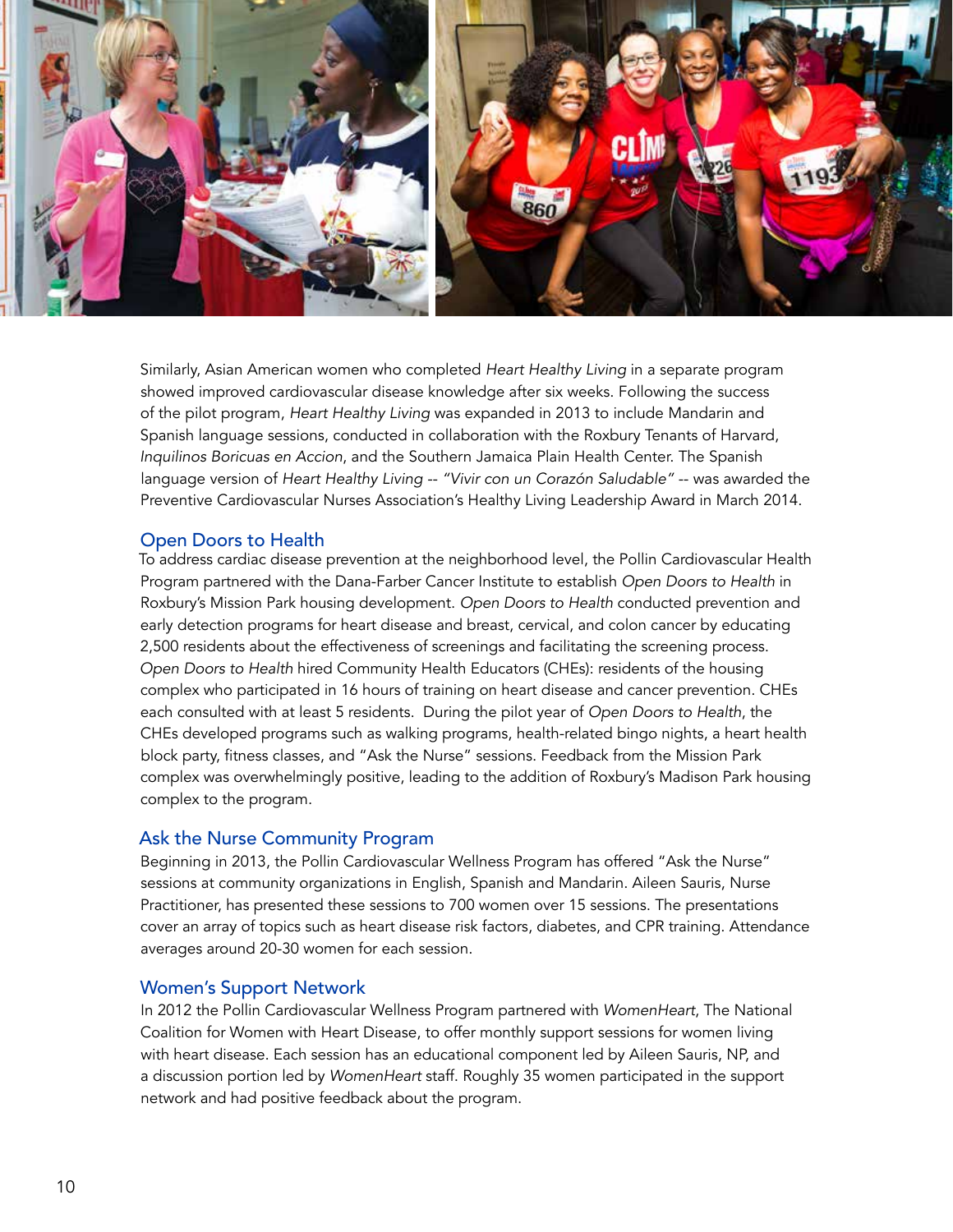Similarly, Asian American women who completed *Heart Healthy Living* in a separate program showed improved cardiovascular disease knowledge after six weeks. Following the success of the pilot program, *Heart Healthy Living* was expanded in 2013 to include Mandarin and Spanish language sessions, conducted in collaboration with the Roxbury Tenants of Harvard, *Inquilinos Boricuas en Accion*, and the Southern Jamaica Plain Health Center. The Spanish language version of *Heart Healthy Living* -- *"Vivir con un Corazón Saludable"* -- was awarded the Preventive Cardiovascular Nurses Association's Healthy Living Leadership Award in March 2014.

## Open Doors to Health

To address cardiac disease prevention at the neighborhood level, the Pollin Cardiovascular Health Program partnered with the Dana-Farber Cancer Institute to establish *Open Doors to Health* in Roxbury's Mission Park housing development. *Open Doors to Health* conducted prevention and early detection programs for heart disease and breast, cervical, and colon cancer by educating 2,500 residents about the effectiveness of screenings and facilitating the screening process. *Open Doors to Health* hired Community Health Educators (CHEs): residents of the housing complex who participated in 16 hours of training on heart disease and cancer prevention. CHEs each consulted with at least 5 residents. During the pilot year of *Open Doors to Health*, the CHEs developed programs such as walking programs, health-related bingo nights, a heart health block party, fitness classes, and "Ask the Nurse" sessions. Feedback from the Mission Park complex was overwhelmingly positive, leading to the addition of Roxbury's Madison Park housing complex to the program.

## Ask the Nurse Community Program

Beginning in 2013, the Pollin Cardiovascular Wellness Program has offered "Ask the Nurse" sessions at community organizations in English, Spanish and Mandarin. Aileen Sauris, Nurse Practitioner, has presented these sessions to 700 women over 15 sessions. The presentations cover an array of topics such as heart disease risk factors, diabetes, and CPR training. Attendance averages around 20-30 women for each session.

## Women's Support Network

In 2012 the Pollin Cardiovascular Wellness Program partnered with *WomenHeart*, The National Coalition for Women with Heart Disease, to offer monthly support sessions for women living with heart disease. Each session has an educational component led by Aileen Sauris, NP, and a discussion portion led by *WomenHeart* staff. Roughly 35 women participated in the support network and had positive feedback about the program.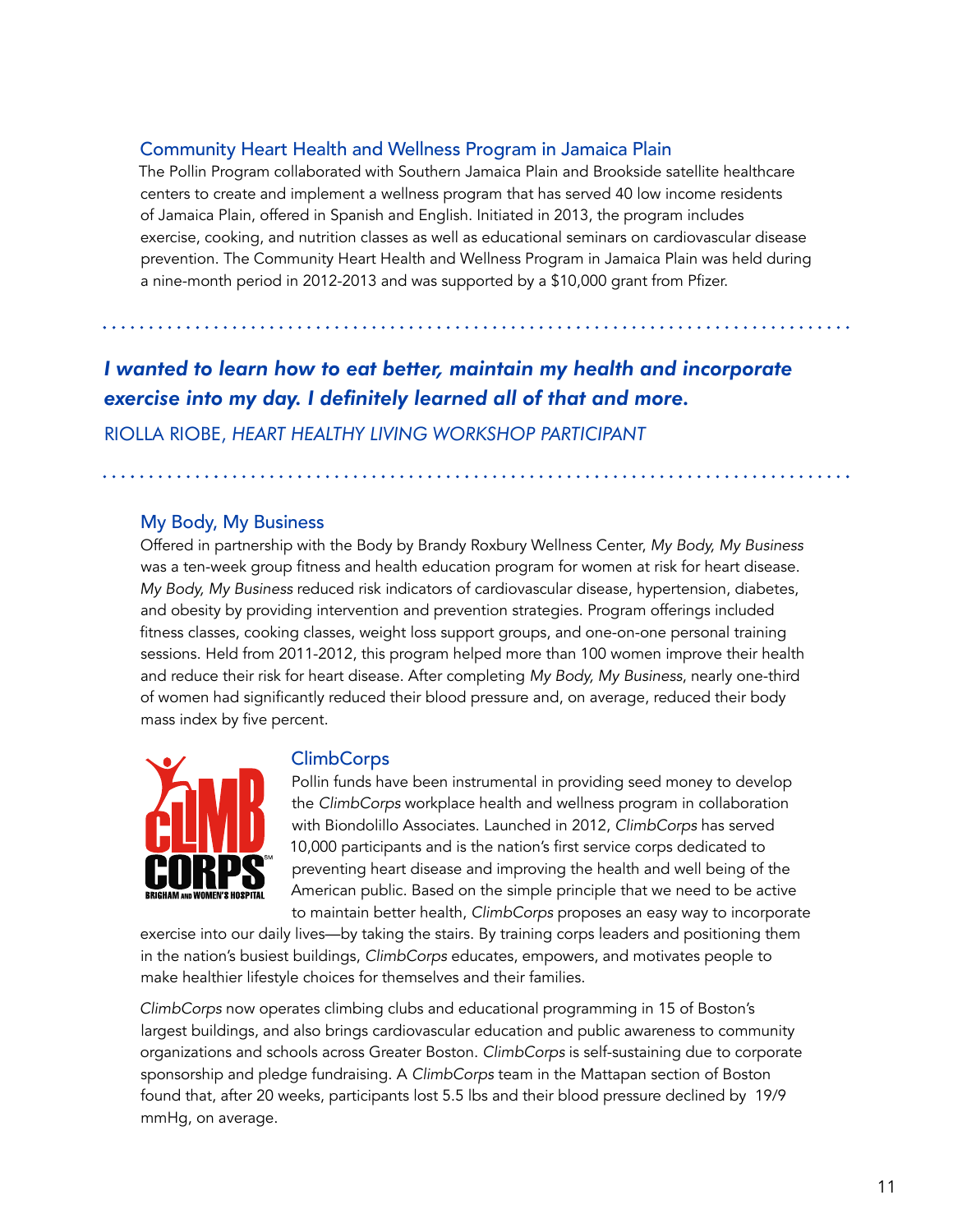### Community Heart Health and Wellness Program in Jamaica Plain

The Pollin Program collaborated with Southern Jamaica Plain and Brookside satellite healthcare centers to create and implement a wellness program that has served 40 low income residents of Jamaica Plain, offered in Spanish and English. Initiated in 2013, the program includes exercise, cooking, and nutrition classes as well as educational seminars on cardiovascular disease prevention. The Community Heart Health and Wellness Program in Jamaica Plain was held during a nine-month period in 2012-2013 and was supported by a $10,000 grant from Pfizer.

***I wanted to learn how to eat better, maintain my health and incorporate exercise into my day. I definitely learned all of that and more.***

RIOLLA RIOBE, *HEART HEALTHY LIVING WORKSHOP PARTICIPANT*

### My Body, My Business

Offered in partnership with the Body by Brandy Roxbury Wellness Center, *My Body, My Business* was a ten-week group fitness and health education program for women at risk for heart disease. *My Body, My Business* reduced risk indicators of cardiovascular disease, hypertension, diabetes, and obesity by providing intervention and prevention strategies. Program offerings included fitness classes, cooking classes, weight loss support groups, and one-on-one personal training sessions. Held from 2011-2012, this program helped more than 100 women improve their health and reduce their risk for heart disease. After completing *My Body, My Business*, nearly one-third of women had significantly reduced their blood pressure and, on average, reduced their body mass index by five percent.

### ClimbCorps

Pollin funds have been instrumental in providing seed money to develop the *ClimbCorps* workplace health and wellness program in collaboration with Biondolillo Associates. Launched in 2012, *ClimbCorps* has served 10,000 participants and is the nation's first service corps dedicated to preventing heart disease and improving the health and well being of the American public. Based on the simple principle that we need to be active to maintain better health, *ClimbCorps* proposes an easy way to incorporate exercise into our daily lives—by taking the stairs. By training corps leaders and positioning them in the nation's busiest buildings, *ClimbCorps* educates, empowers, and motivates people to make healthier lifestyle choices for themselves and their families.

*ClimbCorps* now operates climbing clubs and educational programming in 15 of Boston's largest buildings, and also brings cardiovascular education and public awareness to community organizations and schools across Greater Boston. *ClimbCorps* is self-sustaining due to corporate sponsorship and pledge fundraising. A *ClimbCorps* team in the Mattapan section of Boston found that, after 20 weeks, participants lost 5.5 lbs and their blood pressure declined by 19/9 mmHg, on average.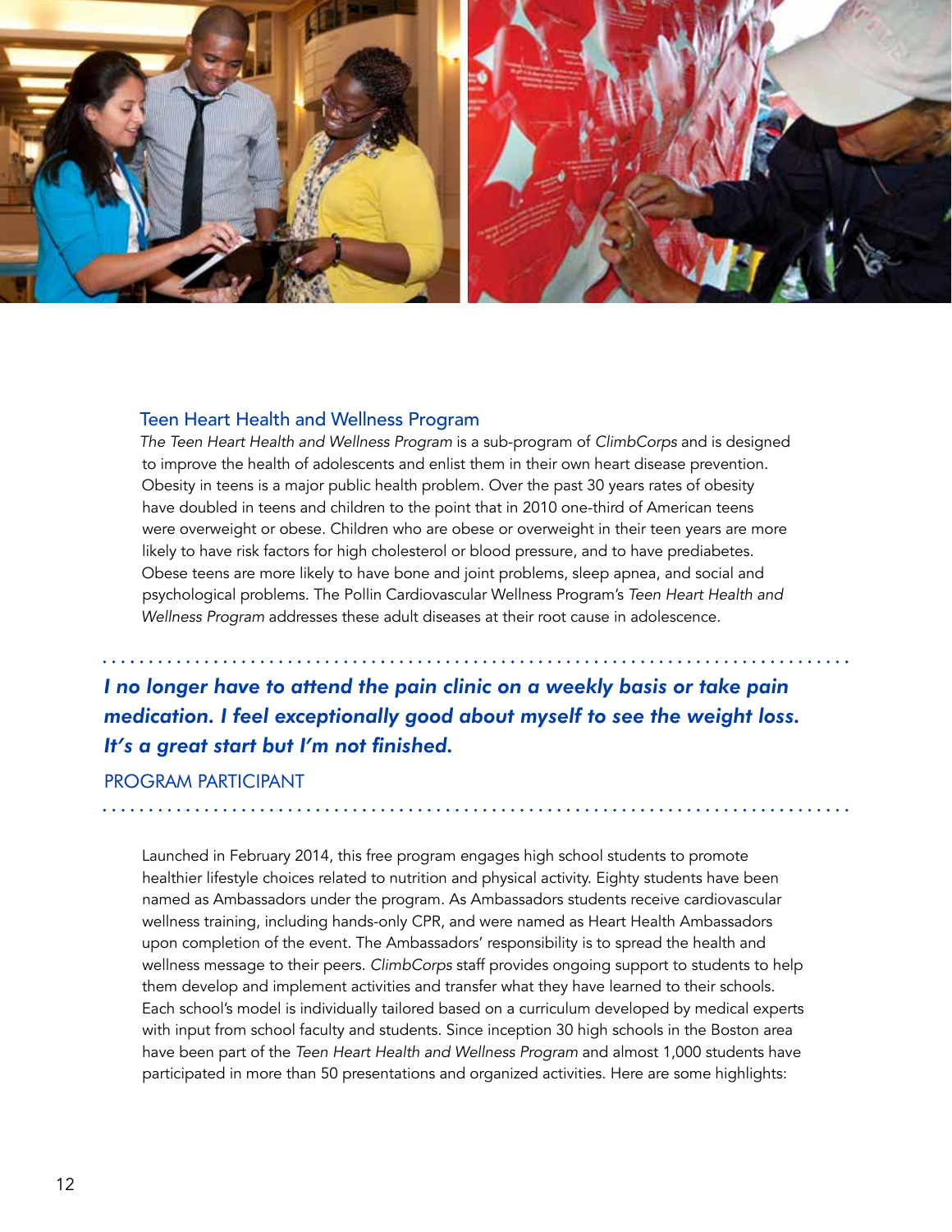## Teen Heart Health and Wellness Program

*The Teen Heart Health and Wellness Program* is a sub-program of *ClimbCorps* and is designed to improve the health of adolescents and enlist them in their own heart disease prevention. Obesity in teens is a major public health problem. Over the past 30 years rates of obesity have doubled in teens and children to the point that in 2010 one-third of American teens were overweight or obese. Children who are obese or overweight in their teen years are more likely to have risk factors for high cholesterol or blood pressure, and to have prediabetes. Obese teens are more likely to have bone and joint problems, sleep apnea, and social and psychological problems. The Pollin Cardiovascular Wellness Program's *Teen Heart Health and Wellness Program* addresses these adult diseases at their root cause in adolescence.

> ***I no longer have to attend the pain clinic on a weekly basis or take pain medication. I feel exceptionally good about myself to see the weight loss. It's a great start but I'm not finished.***
>
> PROGRAM PARTICIPANT

Launched in February 2014, this free program engages high school students to promote healthier lifestyle choices related to nutrition and physical activity. Eighty students have been named as Ambassadors under the program. As Ambassadors students receive cardiovascular wellness training, including hands-only CPR, and were named as Heart Health Ambassadors upon completion of the event. The Ambassadors' responsibility is to spread the health and wellness message to their peers. *ClimbCorps* staff provides ongoing support to students to help them develop and implement activities and transfer what they have learned to their schools. Each school's model is individually tailored based on a curriculum developed by medical experts with input from school faculty and students. Since inception 30 high schools in the Boston area have been part of the *Teen Heart Health and Wellness Program* and almost 1,000 students have participated in more than 50 presentations and organized activities. Here are some highlights: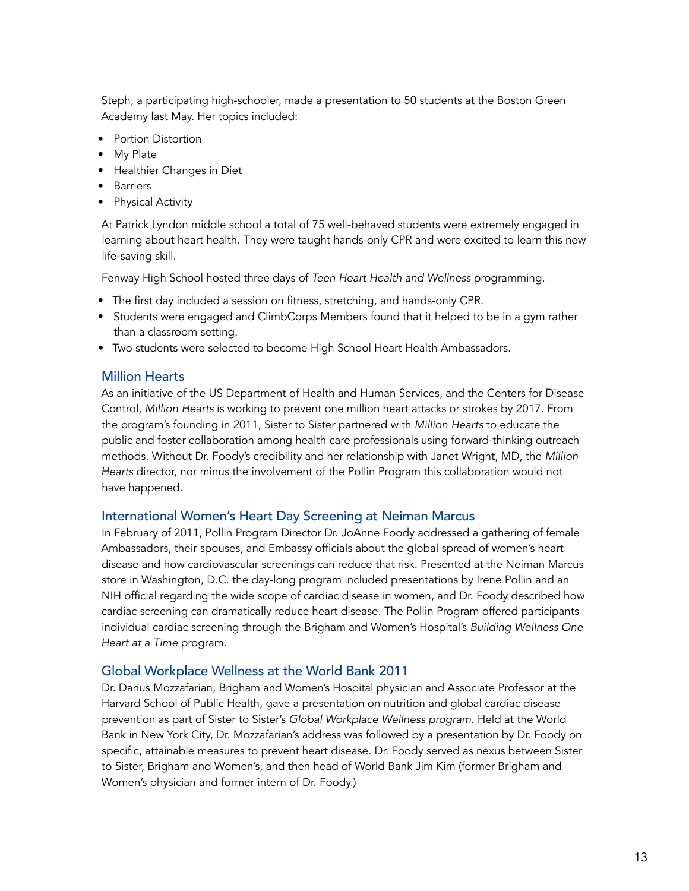Steph, a participating high-schooler, made a presentation to 50 students at the Boston Green Academy last May. Her topics included:

- Portion Distortion
- My Plate
- Healthier Changes in Diet
- Barriers
- Physical Activity

At Patrick Lyndon middle school a total of 75 well-behaved students were extremely engaged in learning about heart health. They were taught hands-only CPR and were excited to learn this new life-saving skill.

Fenway High School hosted three days of *Teen Heart Health and Wellness* programming.

- The first day included a session on fitness, stretching, and hands-only CPR.
- Students were engaged and ClimbCorps Members found that it helped to be in a gym rather than a classroom setting.
- Two students were selected to become High School Heart Health Ambassadors.

## Million Hearts

As an initiative of the US Department of Health and Human Services, and the Centers for Disease Control, *Million Hearts* is working to prevent one million heart attacks or strokes by 2017. From the program's founding in 2011, Sister to Sister partnered with *Million Hearts* to educate the public and foster collaboration among health care professionals using forward-thinking outreach methods. Without Dr. Foody's credibility and her relationship with Janet Wright, MD, the *Million Hearts* director, nor minus the involvement of the Pollin Program this collaboration would not have happened.

## International Women's Heart Day Screening at Neiman Marcus

In February of 2011, Pollin Program Director Dr. JoAnne Foody addressed a gathering of female Ambassadors, their spouses, and Embassy officials about the global spread of women's heart disease and how cardiovascular screenings can reduce that risk. Presented at the Neiman Marcus store in Washington, D.C. the day-long program included presentations by Irene Pollin and an NIH official regarding the wide scope of cardiac disease in women, and Dr. Foody described how cardiac screening can dramatically reduce heart disease. The Pollin Program offered participants individual cardiac screening through the Brigham and Women's Hospital's *Building Wellness One Heart at a Time* program.

## Global Workplace Wellness at the World Bank 2011

Dr. Darius Mozzafarian, Brigham and Women's Hospital physician and Associate Professor at the Harvard School of Public Health, gave a presentation on nutrition and global cardiac disease prevention as part of Sister to Sister's *Global Workplace Wellness program*. Held at the World Bank in New York City, Dr. Mozzafarian's address was followed by a presentation by Dr. Foody on specific, attainable measures to prevent heart disease. Dr. Foody served as nexus between Sister to Sister, Brigham and Women's, and then head of World Bank Jim Kim (former Brigham and Women's physician and former intern of Dr. Foody.)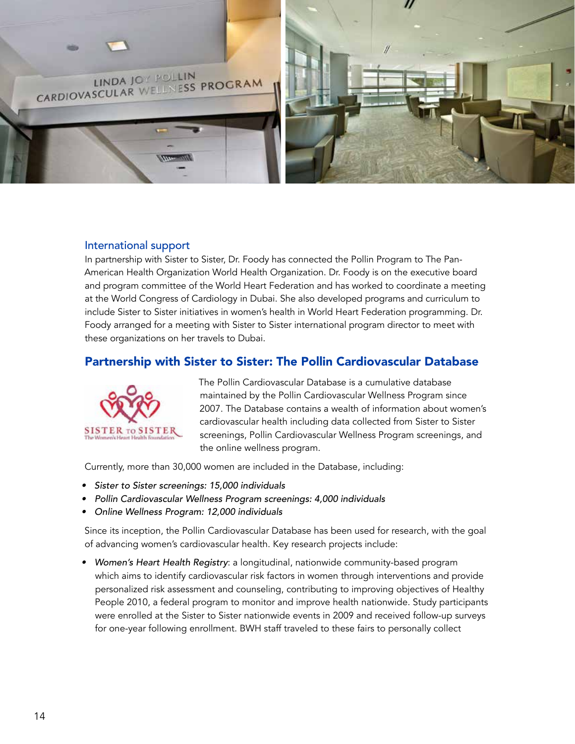## International support

In partnership with Sister to Sister, Dr. Foody has connected the Pollin Program to The Pan-American Health Organization World Health Organization. Dr. Foody is on the executive board and program committee of the World Heart Federation and has worked to coordinate a meeting at the World Congress of Cardiology in Dubai. She also developed programs and curriculum to include Sister to Sister initiatives in women's health in World Heart Federation programming. Dr. Foody arranged for a meeting with Sister to Sister international program director to meet with these organizations on her travels to Dubai.

## Partnership with Sister to Sister: The Pollin Cardiovascular Database

The Pollin Cardiovascular Database is a cumulative database maintained by the Pollin Cardiovascular Wellness Program since 2007. The Database contains a wealth of information about women's cardiovascular health including data collected from Sister to Sister screenings, Pollin Cardiovascular Wellness Program screenings, and the online wellness program.

Currently, more than 30,000 women are included in the Database, including:

- *Sister to Sister screenings: 15,000 individuals*
- *Pollin Cardiovascular Wellness Program screenings: 4,000 individuals*
- *Online Wellness Program: 12,000 individuals*

Since its inception, the Pollin Cardiovascular Database has been used for research, with the goal of advancing women's cardiovascular health. Key research projects include:

- *Women's Heart Health Registry*: a longitudinal, nationwide community-based program which aims to identify cardiovascular risk factors in women through interventions and provide personalized risk assessment and counseling, contributing to improving objectives of Healthy People 2010, a federal program to monitor and improve health nationwide. Study participants were enrolled at the Sister to Sister nationwide events in 2009 and received follow-up surveys for one-year following enrollment. BWH staff traveled to these fairs to personally collect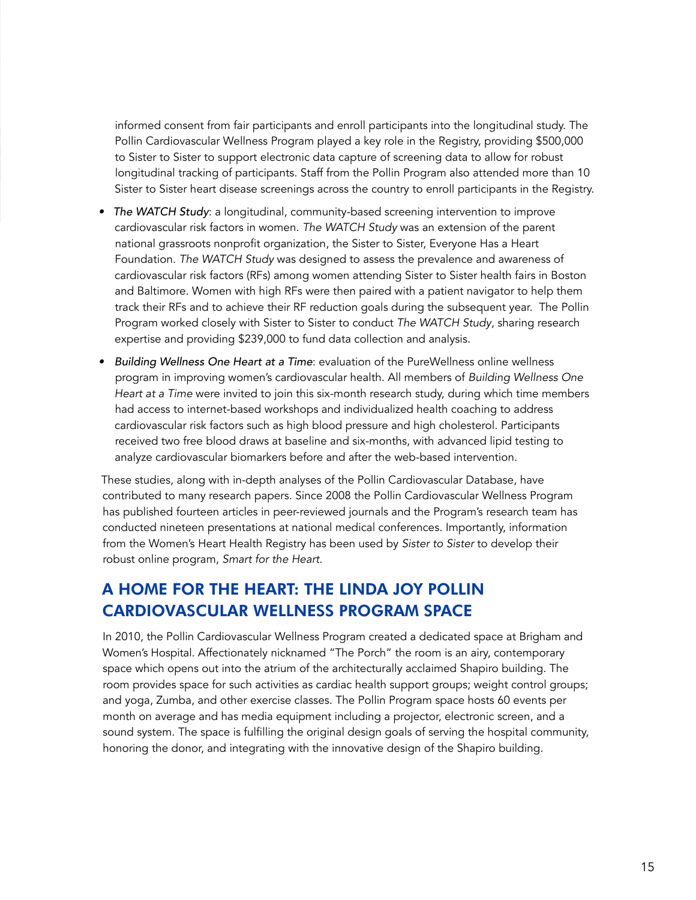informed consent from fair participants and enroll participants into the longitudinal study. The Pollin Cardiovascular Wellness Program played a key role in the Registry, providing $500,000 to Sister to Sister to support electronic data capture of screening data to allow for robust longitudinal tracking of participants. Staff from the Pollin Program also attended more than 10 Sister to Sister heart disease screenings across the country to enroll participants in the Registry.

- *The WATCH Study*: a longitudinal, community-based screening intervention to improve cardiovascular risk factors in women. *The WATCH Study* was an extension of the parent national grassroots nonprofit organization, the Sister to Sister, Everyone Has a Heart Foundation. *The WATCH Study* was designed to assess the prevalence and awareness of cardiovascular risk factors (RFs) among women attending Sister to Sister health fairs in Boston and Baltimore. Women with high RFs were then paired with a patient navigator to help them track their RFs and to achieve their RF reduction goals during the subsequent year. The Pollin Program worked closely with Sister to Sister to conduct *The WATCH Study*, sharing research expertise and providing $239,000 to fund data collection and analysis.
- *Building Wellness One Heart at a Time*: evaluation of the PureWellness online wellness program in improving women's cardiovascular health. All members of *Building Wellness One Heart at a Time* were invited to join this six-month research study, during which time members had access to internet-based workshops and individualized health coaching to address cardiovascular risk factors such as high blood pressure and high cholesterol. Participants received two free blood draws at baseline and six-months, with advanced lipid testing to analyze cardiovascular biomarkers before and after the web-based intervention.

These studies, along with in-depth analyses of the Pollin Cardiovascular Database, have contributed to many research papers. Since 2008 the Pollin Cardiovascular Wellness Program has published fourteen articles in peer-reviewed journals and the Program's research team has conducted nineteen presentations at national medical conferences. Importantly, information from the Women's Heart Health Registry has been used by *Sister to Sister* to develop their robust online program, *Smart for the Heart.*

## A HOME FOR THE HEART: THE LINDA JOY POLLIN CARDIOVASCULAR WELLNESS PROGRAM SPACE

In 2010, the Pollin Cardiovascular Wellness Program created a dedicated space at Brigham and Women's Hospital. Affectionately nicknamed "The Porch" the room is an airy, contemporary space which opens out into the atrium of the architecturally acclaimed Shapiro building. The room provides space for such activities as cardiac health support groups; weight control groups; and yoga, Zumba, and other exercise classes. The Pollin Program space hosts 60 events per month on average and has media equipment including a projector, electronic screen, and a sound system. The space is fulfilling the original design goals of serving the hospital community, honoring the donor, and integrating with the innovative design of the Shapiro building.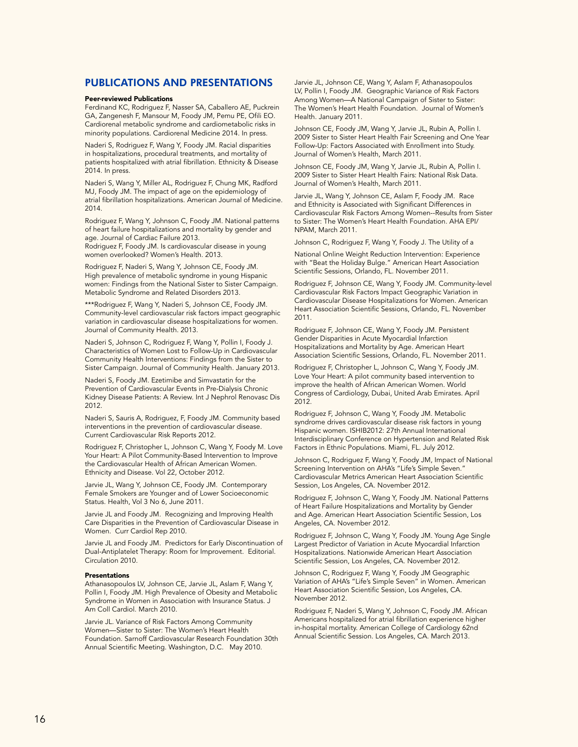## PUBLICATIONS AND PRESENTATIONS

**Peer-reviewed Publications**

Ferdinand KC, Rodriguez F, Nasser SA, Caballero AE, Puckrein GA, Zangenesh F, Mansour M, Foody JM, Pemu PE, Ofili EO. Cardiorenal metabolic syndrome and cardiometabolic risks in minority populations. Cardiorenal Medicine 2014. In press.

Naderi S, Rodriguez F, Wang Y, Foody JM. Racial disparities in hospitalizations, procedural treatments, and mortality of patients hospitalized with atrial fibrillation. Ethnicity & Disease 2014. In press.

Naderi S, Wang Y, Miller AL, Rodriguez F, Chung MK, Radford MJ, Foody JM. The impact of age on the epidemiology of atrial fibrillation hospitalizations. American Journal of Medicine. 2014.

Rodriguez F, Wang Y, Johnson C, Foody JM. National patterns of heart failure hospitalizations and mortality by gender and age. Journal of Cardiac Failure 2013.

Rodriguez F, Foody JM. Is cardiovascular disease in young women overlooked? Women's Health. 2013.

Rodriguez F, Naderi S, Wang Y, Johnson CE, Foody JM. High prevalence of metabolic syndrome in young Hispanic women: Findings from the National Sister to Sister Campaign. Metabolic Syndrome and Related Disorders 2013.

***Rodriguez F, Wang Y, Naderi S, Johnson CE, Foody JM. Community-level cardiovascular risk factors impact geographic variation in cardiovascular disease hospitalizations for women. Journal of Community Health. 2013.

Naderi S, Johnson C, Rodriguez F, Wang Y, Pollin I, Foody J. Characteristics of Women Lost to Follow-Up in Cardiovascular Community Health Interventions: Findings from the Sister to Sister Campaign. Journal of Community Health. January 2013.

Naderi S, Foody JM. Ezetimibe and Simvastatin for the Prevention of Cardiovascular Events in Pre-Dialysis Chronic Kidney Disease Patients: A Review. Int J Nephrol Renovasc Dis 2012.

Naderi S, Sauris A, Rodriguez, F, Foody JM. Community based interventions in the prevention of cardiovascular disease. Current Cardiovascular Risk Reports 2012.

Rodriguez F, Christopher L, Johnson C, Wang Y, Foody M. Love Your Heart: A Pilot Community-Based Intervention to Improve the Cardiovascular Health of African American Women. Ethnicity and Disease. Vol 22, October 2012.

Jarvie JL, Wang Y, Johnson CE, Foody JM. Contemporary Female Smokers are Younger and of Lower Socioeconomic Status. Health, Vol 3 No 6, June 2011.

Jarvie JL and Foody JM. Recognizing and Improving Health Care Disparities in the Prevention of Cardiovascular Disease in Women. Curr Cardiol Rep 2010.

Jarvie JL and Foody JM. Predictors for Early Discontinuation of Dual-Antiplatelet Therapy: Room for Improvement. Editorial. Circulation 2010.

**Presentations**

Athanasopoulos LV, Johnson CE, Jarvie JL, Aslam F, Wang Y, Pollin I, Foody JM. High Prevalence of Obesity and Metabolic Syndrome in Women in Association with Insurance Status. J Am Coll Cardiol. March 2010.

Jarvie JL. Variance of Risk Factors Among Community Women—Sister to Sister: The Women's Heart Health Foundation. Sarnoff Cardiovascular Research Foundation 30th Annual Scientific Meeting. Washington, D.C. May 2010.

Jarvie JL, Johnson CE, Wang Y, Aslam F, Athanasopoulos LV, Pollin I, Foody JM. Geographic Variance of Risk Factors Among Women—A National Campaign of Sister to Sister: The Women's Heart Health Foundation. Journal of Women's Health. January 2011.

Johnson CE, Foody JM, Wang Y, Jarvie JL, Rubin A, Pollin I. 2009 Sister to Sister Heart Health Fair Screening and One Year Follow-Up: Factors Associated with Enrollment into Study. Journal of Women's Health, March 2011.

Johnson CE, Foody JM, Wang Y, Jarvie JL, Rubin A, Pollin I. 2009 Sister to Sister Heart Health Fairs: National Risk Data. Journal of Women's Health, March 2011.

Jarvie JL, Wang Y, Johnson CE, Aslam F, Foody JM. Race and Ethnicity is Associated with Significant Differences in Cardiovascular Risk Factors Among Women--Results from Sister to Sister: The Women's Heart Health Foundation. AHA EPI/NPAM, March 2011.

Johnson C, Rodriguez F, Wang Y, Foody J. The Utility of a

National Online Weight Reduction Intervention: Experience with "Beat the Holiday Bulge." American Heart Association Scientific Sessions, Orlando, FL. November 2011.

Rodriguez F, Johnson CE, Wang Y, Foody JM. Community-level Cardiovascular Risk Factors Impact Geographic Variation in Cardiovascular Disease Hospitalizations for Women. American Heart Association Scientific Sessions, Orlando, FL. November 2011.

Rodriguez F, Johnson CE, Wang Y, Foody JM. Persistent Gender Disparities in Acute Myocardial Infarction Hospitalizations and Mortality by Age. American Heart Association Scientific Sessions, Orlando, FL. November 2011.

Rodriguez F, Christopher L, Johnson C, Wang Y, Foody JM. Love Your Heart: A pilot community based intervention to improve the health of African American Women. World Congress of Cardiology, Dubai, United Arab Emirates. April 2012.

Rodriguez F, Johnson C, Wang Y, Foody JM. Metabolic syndrome drives cardiovascular disease risk factors in young Hispanic women. ISHIB2012: 27th Annual International Interdisciplinary Conference on Hypertension and Related Risk Factors in Ethnic Populations. Miami, FL. July 2012.

Johnson C, Rodriguez F, Wang Y, Foody JM, Impact of National Screening Intervention on AHA's "Life's Simple Seven." Cardiovascular Metrics American Heart Association Scientific Session, Los Angeles, CA. November 2012.

Rodriguez F, Johnson C, Wang Y, Foody JM. National Patterns of Heart Failure Hospitalizations and Mortality by Gender and Age. American Heart Association Scientific Session, Los Angeles, CA. November 2012.

Rodriguez F, Johnson C, Wang Y, Foody JM. Young Age Single Largest Predictor of Variation in Acute Myocardial Infarction Hospitalizations. Nationwide American Heart Association Scientific Session, Los Angeles, CA. November 2012.

Johnson C, Rodriguez F, Wang Y, Foody JM Geographic Variation of AHA's "Life's Simple Seven" in Women. American Heart Association Scientific Session, Los Angeles, CA. November 2012.

Rodriguez F, Naderi S, Wang Y, Johnson C, Foody JM. African Americans hospitalized for atrial fibrillation experience higher in-hospital mortality. American College of Cardiology 62nd Annual Scientific Session. Los Angeles, CA. March 2013.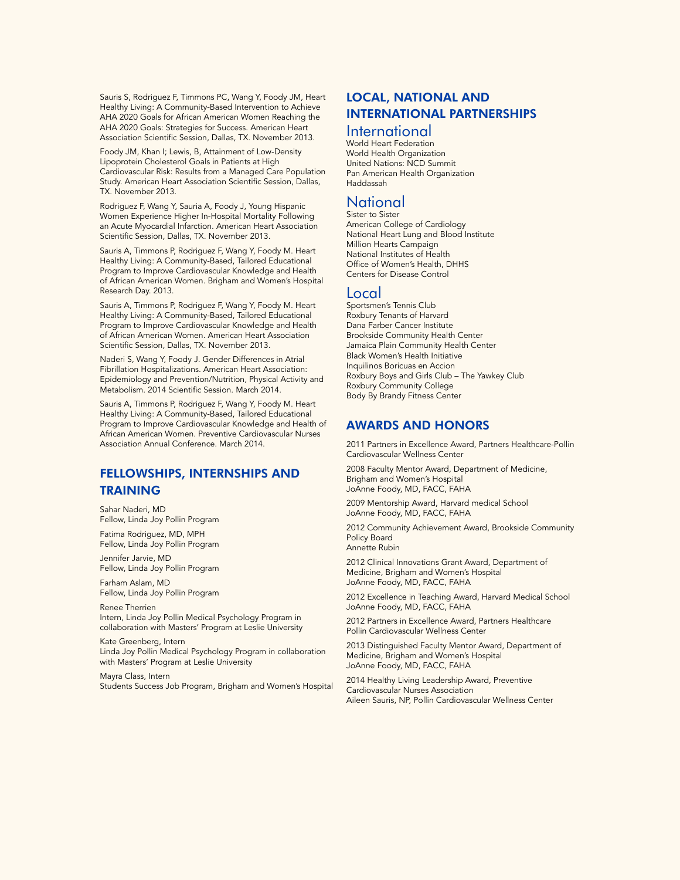Sauris S, Rodriguez F, Timmons PC, Wang Y, Foody JM, Heart Healthy Living: A Community-Based Intervention to Achieve AHA 2020 Goals for African American Women Reaching the AHA 2020 Goals: Strategies for Success. American Heart Association Scientific Session, Dallas, TX. November 2013.

Foody JM, Khan I; Lewis, B, Attainment of Low-Density Lipoprotein Cholesterol Goals in Patients at High Cardiovascular Risk: Results from a Managed Care Population Study. American Heart Association Scientific Session, Dallas, TX. November 2013.

Rodriguez F, Wang Y, Sauria A, Foody J, Young Hispanic Women Experience Higher In-Hospital Mortality Following an Acute Myocardial Infarction. American Heart Association Scientific Session, Dallas, TX. November 2013.

Sauris A, Timmons P, Rodriguez F, Wang Y, Foody M. Heart Healthy Living: A Community-Based, Tailored Educational Program to Improve Cardiovascular Knowledge and Health of African American Women. Brigham and Women's Hospital Research Day. 2013.

Sauris A, Timmons P, Rodriguez F, Wang Y, Foody M. Heart Healthy Living: A Community-Based, Tailored Educational Program to Improve Cardiovascular Knowledge and Health of African American Women. American Heart Association Scientific Session, Dallas, TX. November 2013.

Naderi S, Wang Y, Foody J. Gender Differences in Atrial Fibrillation Hospitalizations. American Heart Association: Epidemiology and Prevention/Nutrition, Physical Activity and Metabolism. 2014 Scientific Session. March 2014.

Sauris A, Timmons P, Rodriguez F, Wang Y, Foody M. Heart Healthy Living: A Community-Based, Tailored Educational Program to Improve Cardiovascular Knowledge and Health of African American Women. Preventive Cardiovascular Nurses Association Annual Conference. March 2014.

## FELLOWSHIPS, INTERNSHIPS AND TRAINING

Sahar Naderi, MD
Fellow, Linda Joy Pollin Program

Fatima Rodriguez, MD, MPH
Fellow, Linda Joy Pollin Program

Jennifer Jarvie, MD
Fellow, Linda Joy Pollin Program

Farham Aslam, MD
Fellow, Linda Joy Pollin Program

Renee Therrien
Intern, Linda Joy Pollin Medical Psychology Program in collaboration with Masters' Program at Leslie University

Kate Greenberg, Intern
Linda Joy Pollin Medical Psychology Program in collaboration with Masters' Program at Leslie University

Mayra Class, Intern
Students Success Job Program, Brigham and Women's Hospital

## LOCAL, NATIONAL AND INTERNATIONAL PARTNERSHIPS

### International

World Heart Federation
World Health Organization
United Nations: NCD Summit
Pan American Health Organization
Haddassah

### National

Sister to Sister
American College of Cardiology
National Heart Lung and Blood Institute
Million Hearts Campaign
National Institutes of Health
Office of Women's Health, DHHS
Centers for Disease Control

### Local

Sportsmen's Tennis Club
Roxbury Tenants of Harvard
Dana Farber Cancer Institute
Brookside Community Health Center
Jamaica Plain Community Health Center
Black Women's Health Initiative
Inquilinos Boricuas en Accion
Roxbury Boys and Girls Club – The Yawkey Club
Roxbury Community College
Body By Brandy Fitness Center

## AWARDS AND HONORS

2011 Partners in Excellence Award, Partners Healthcare-Pollin Cardiovascular Wellness Center

2008 Faculty Mentor Award, Department of Medicine, Brigham and Women's Hospital
JoAnne Foody, MD, FACC, FAHA

2009 Mentorship Award, Harvard medical School
JoAnne Foody, MD, FACC, FAHA

2012 Community Achievement Award, Brookside Community Policy Board
Annette Rubin

2012 Clinical Innovations Grant Award, Department of Medicine, Brigham and Women's Hospital
JoAnne Foody, MD, FACC, FAHA

2012 Excellence in Teaching Award, Harvard Medical School
JoAnne Foody, MD, FACC, FAHA

2012 Partners in Excellence Award, Partners Healthcare
Pollin Cardiovascular Wellness Center

2013 Distinguished Faculty Mentor Award, Department of Medicine, Brigham and Women's Hospital
JoAnne Foody, MD, FACC, FAHA

2014 Healthy Living Leadership Award, Preventive Cardiovascular Nurses Association
Aileen Sauris, NP, Pollin Cardiovascular Wellness Center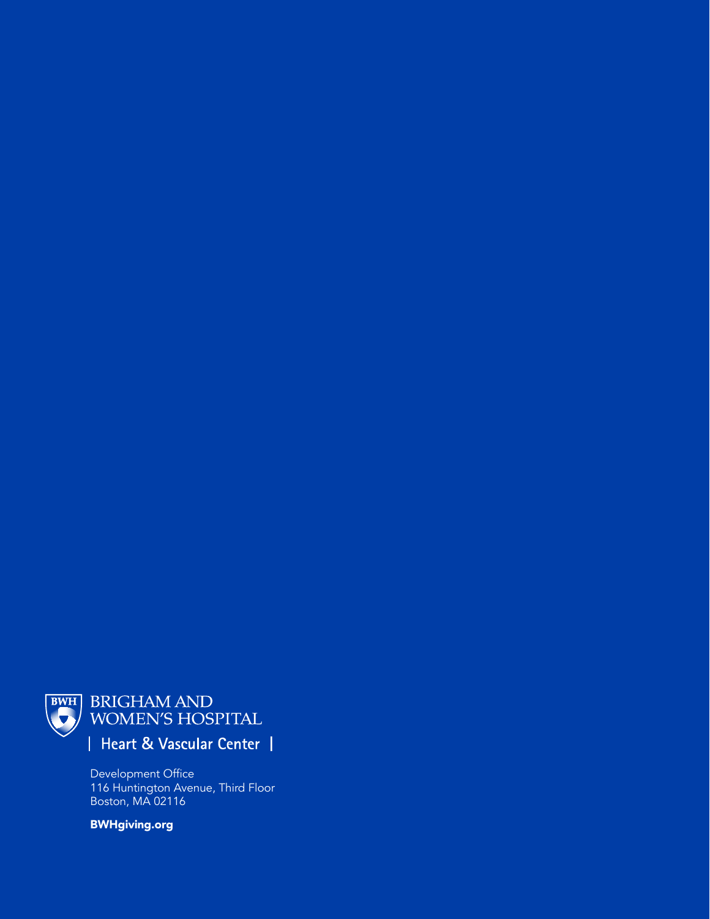BWH

BRIGHAM AND WOMEN'S HOSPITAL

| Heart & Vascular Center |

Development Office
116 Huntington Avenue, Third Floor
Boston, MA 02116

**BWHgiving.org**